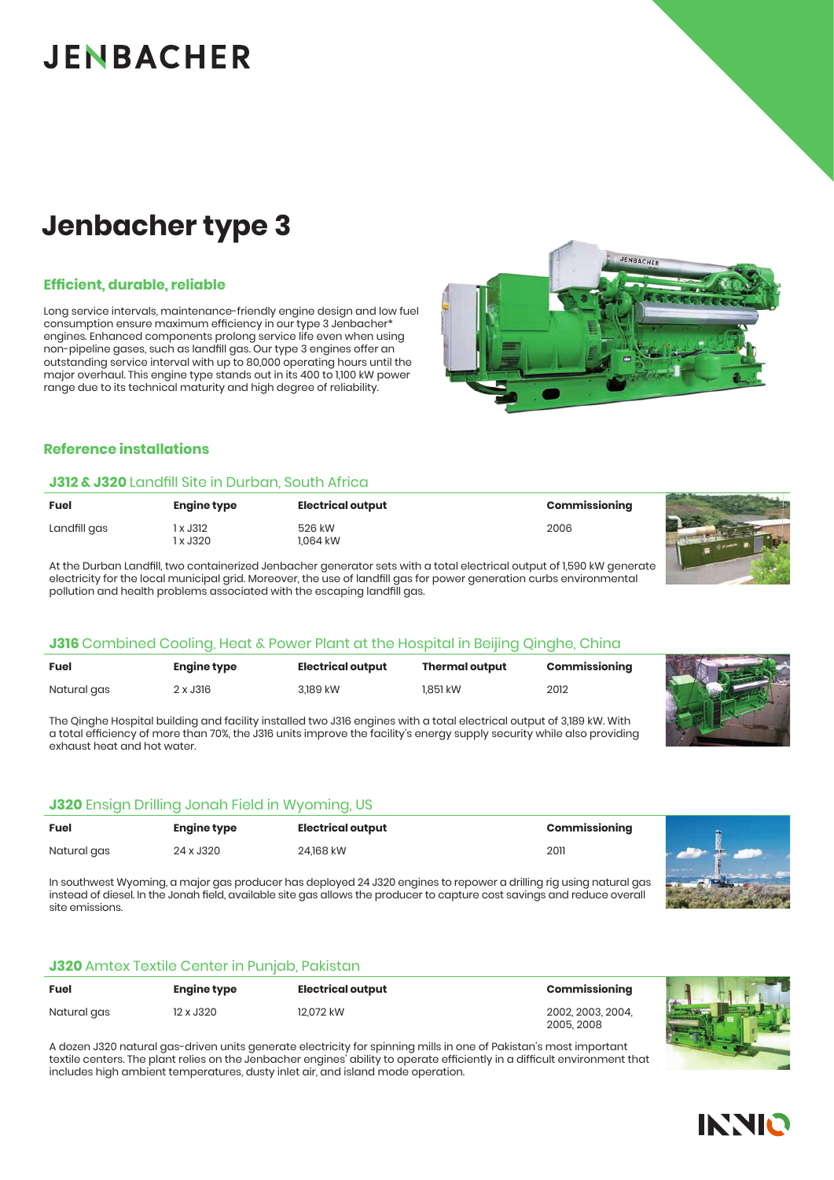JENBACHER

# Jenbacher type 3

### Efficient, durable, reliable

Long service intervals, maintenance-friendly engine design and low fuel consumption ensure maximum efficiency in our type 3 Jenbacher* engines. Enhanced components prolong service life even when using non-pipeline gases, such as landfill gas. Our type 3 engines offer an outstanding service interval with up to 80,000 operating hours until the major overhaul. This engine type stands out in its 400 to 1,100 kW power range due to its technical maturity and high degree of reliability.

## Reference installations

### **J312 & J320** Landfill Site in Durban, South Africa

| Fuel | Engine type | Electrical output | Commissioning |
|---|---|---|---|
| Landfill gas | 1 x J312<br>1 x J320 | 526 kW<br>1,064 kW | 2006 |

At the Durban Landfill, two containerized Jenbacher generator sets with a total electrical output of 1,590 kW generate electricity for the local municipal grid. Moreover, the use of landfill gas for power generation curbs environmental pollution and health problems associated with the escaping landfill gas.

### **J316** Combined Cooling, Heat & Power Plant at the Hospital in Beijing Qinghe, China

| Fuel | Engine type | Electrical output | Thermal output | Commissioning |
|---|---|---|---|---|
| Natural gas | 2 x J316 | 3,189 kW | 1,851 kW | 2012 |

The Qinghe Hospital building and facility installed two J316 engines with a total electrical output of 3,189 kW. With a total efficiency of more than 70%, the J316 units improve the facility's energy supply security while also providing exhaust heat and hot water.

### **J320** Ensign Drilling Jonah Field in Wyoming, US

| Fuel | Engine type | Electrical output | Commissioning |
|---|---|---|---|
| Natural gas | 24 x J320 | 24,168 kW | 2011 |

In southwest Wyoming, a major gas producer has deployed 24 J320 engines to repower a drilling rig using natural gas instead of diesel. In the Jonah field, available site gas allows the producer to capture cost savings and reduce overall site emissions.

### **J320** Amtex Textile Center in Punjab, Pakistan

| Fuel | Engine type | Electrical output | Commissioning |
|---|---|---|---|
| Natural gas | 12 x J320 | 12,072 kW | 2002, 2003, 2004, 2005, 2008 |

A dozen J320 natural gas-driven units generate electricity for spinning mills in one of Pakistan's most important textile centers. The plant relies on the Jenbacher engines' ability to operate efficiently in a difficult environment that includes high ambient temperatures, dusty inlet air, and island mode operation.

INNIO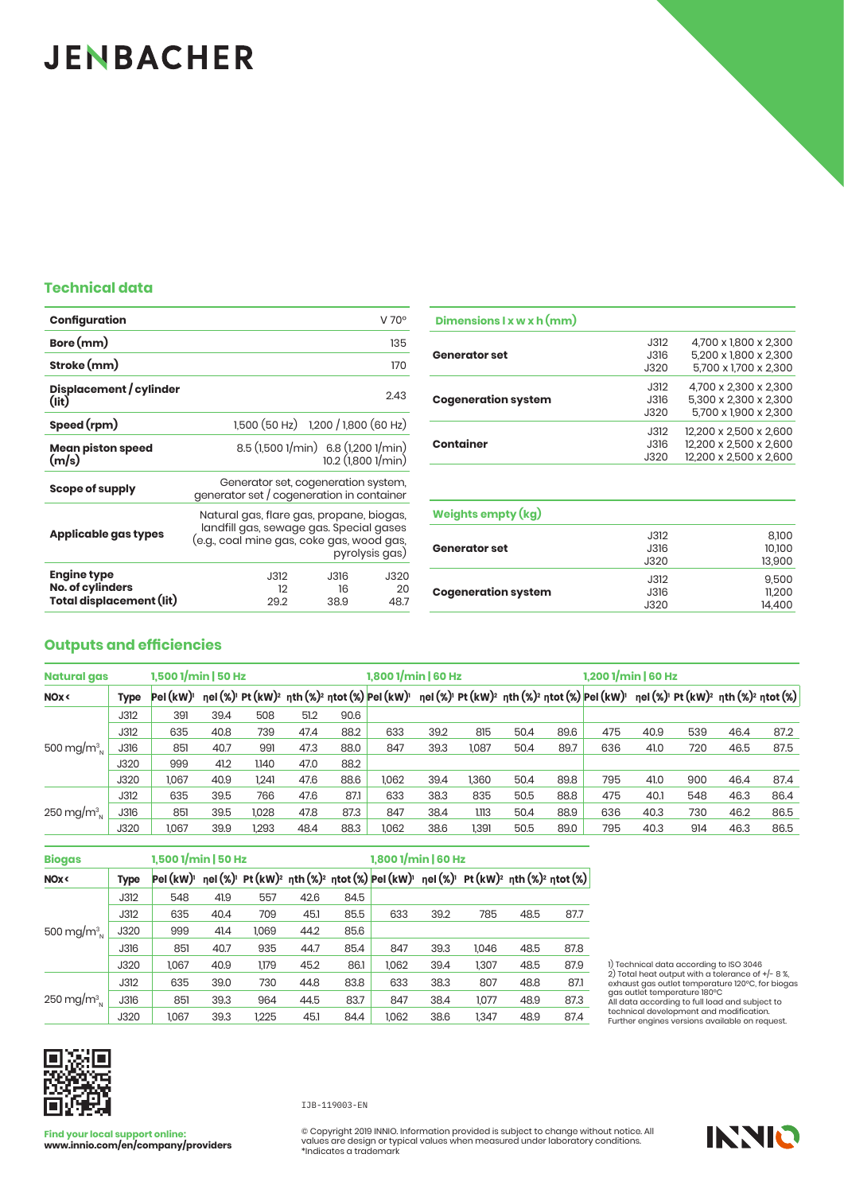# JENBACHER

## Technical data

| | | | |
|---|---|---|---|
| **Configuration** | V 70° | | |
| **Bore (mm)** | 135 | | |
| **Stroke (mm)** | 170 | | |
| **Displacement / cylinder (lit)** | 2.43 | | |
| **Speed (rpm)** | 1,500 (50 Hz) 1,200 / 1,800 (60 Hz) | | |
| **Mean piston speed (m/s)** | 8.5 (1,500 1/min) 6.8 (1,200 1/min) 10.2 (1,800 1/min) | | |
| **Scope of supply** | Generator set, cogeneration system, generator set / cogeneration in container | | |
| **Applicable gas types** | Natural gas, flare gas, propane, biogas, landfill gas, sewage gas. Special gases (e.g., coal mine gas, coke gas, wood gas, pyrolysis gas) | | |
| **Engine type** | J312 | J316 | J320 |
| **No. of cylinders** | 12 | 16 | 20 |
| **Total displacement (lit)** | 29.2 | 38.9 | 48.7 |

| Dimensions l x w x h (mm) | | |
|---|---|---|
| **Generator set** | J312 | 4,700 x 1,800 x 2,300 |
| | J316 | 5,200 x 1,800 x 2,300 |
| | J320 | 5,700 x 1,700 x 2,300 |
| **Cogeneration system** | J312 | 4,700 x 2,300 x 2,300 |
| | J316 | 5,300 x 2,300 x 2,300 |
| | J320 | 5,700 x 1,900 x 2,300 |
| **Container** | J312 | 12,200 x 2,500 x 2,600 |
| | J316 | 12,200 x 2,500 x 2,600 |
| | J320 | 12,200 x 2,500 x 2,600 |

| Weights empty (kg) | | |
|---|---|---|
| **Generator set** | J312 | 8,100 |
| | J316 | 10,100 |
| | J320 | 13,900 |
| **Cogeneration system** | J312 | 9,500 |
| | J316 | 11,200 |
| | J320 | 14,400 |

## Outputs and efficiencies

| Natural gas | | 1,500 1/min \| 50 Hz | | | | | 1,800 1/min \| 60 Hz | | | | | 1,200 1/min \| 60 Hz | | | | |
|---|---|---|---|---|---|---|---|---|---|---|---|---|---|---|---|---|
| NOx < | Type | Pel (kW)[1] | ηel (%)[1] | Pt (kW)[2] | ηth (%)[2] | ηtot (%) | Pel (kW)[1] | ηel (%)[1] | Pt (kW)[2] | ηth (%)[2] | ηtot (%) | Pel (kW)[1] | ηel (%)[1] | Pt (kW)[2] | ηth (%)[2] | ηtot (%) |
| 500 mg/m³N | J312 | 391 | 39.4 | 508 | 51.2 | 90.6 | | | | | | | | | | |
| | J312 | 635 | 40.8 | 739 | 47.4 | 88.2 | 633 | 39.2 | 815 | 50.4 | 89.6 | 475 | 40.9 | 539 | 46.4 | 87.2 |
| | J316 | 851 | 40.7 | 991 | 47.3 | 88.0 | 847 | 39.3 | 1,087 | 50.4 | 89.7 | 636 | 41.0 | 720 | 46.5 | 87.5 |
| | J320 | 999 | 41.2 | 1,140 | 47.0 | 88.2 | | | | | | | | | | |
| | J320 | 1,067 | 40.9 | 1,241 | 47.6 | 88.6 | 1,062 | 39.4 | 1,360 | 50.4 | 89.8 | 795 | 41.0 | 900 | 46.4 | 87.4 |
| 250 mg/m³N | J312 | 635 | 39.5 | 766 | 47.6 | 87.1 | 633 | 38.3 | 835 | 50.5 | 88.8 | 475 | 40.1 | 548 | 46.3 | 86.4 |
| | J316 | 851 | 39.5 | 1,028 | 47.8 | 87.3 | 847 | 38.4 | 1,113 | 50.4 | 88.9 | 636 | 40.3 | 730 | 46.2 | 86.5 |
| | J320 | 1,067 | 39.9 | 1,293 | 48.4 | 88.3 | 1,062 | 38.6 | 1,391 | 50.5 | 89.0 | 795 | 40.3 | 914 | 46.3 | 86.5 |

| Biogas | | 1,500 1/min \| 50 Hz | | | | | 1,800 1/min \| 60 Hz | | | | |
|---|---|---|---|---|---|---|---|---|---|---|---|
| NOx < | Type | Pel (kW)[1] | ηel (%)[1] | Pt (kW)[2] | ηth (%)[2] | ηtot (%) | Pel (kW)[1] | ηel (%)[1] | Pt (kW)[2] | ηth (%)[2] | ηtot (%) |
| 500 mg/m³N | J312 | 548 | 41.9 | 557 | 42.6 | 84.5 | | | | | |
| | J312 | 635 | 40.4 | 709 | 45.1 | 85.5 | 633 | 39.2 | 785 | 48.5 | 87.7 |
| | J320 | 999 | 41.4 | 1,069 | 44.2 | 85.6 | | | | | |
| | J316 | 851 | 40.7 | 935 | 44.7 | 85.4 | 847 | 39.3 | 1,046 | 48.5 | 87.8 |
| | J320 | 1,067 | 40.9 | 1,179 | 45.2 | 86.1 | 1,062 | 39.4 | 1,307 | 48.5 | 87.9 |
| 250 mg/m³N | J312 | 635 | 39.0 | 730 | 44.8 | 83.8 | 633 | 38.3 | 807 | 48.8 | 87.1 |
| | J316 | 851 | 39.3 | 964 | 44.5 | 83.7 | 847 | 38.4 | 1,077 | 48.9 | 87.3 |
| | J320 | 1,067 | 39.3 | 1,225 | 45.1 | 84.4 | 1,062 | 38.6 | 1,347 | 48.9 | 87.4 |

1) Technical data according to ISO 3046
2) Total heat output with a tolerance of +/- 8 %, exhaust gas outlet temperature 120°C, for biogas gas outlet temperature 180°C
All data according to full load and subject to technical development and modification.
Further engines versions available on request.

IJB-119003-EN

**Find your local support online:**
**www.innio.com/en/company/providers**

© Copyright 2019 INNIO. Information provided is subject to change without notice. All values are design or typical values when measured under laboratory conditions.
*Indicates a trademark

INNIO